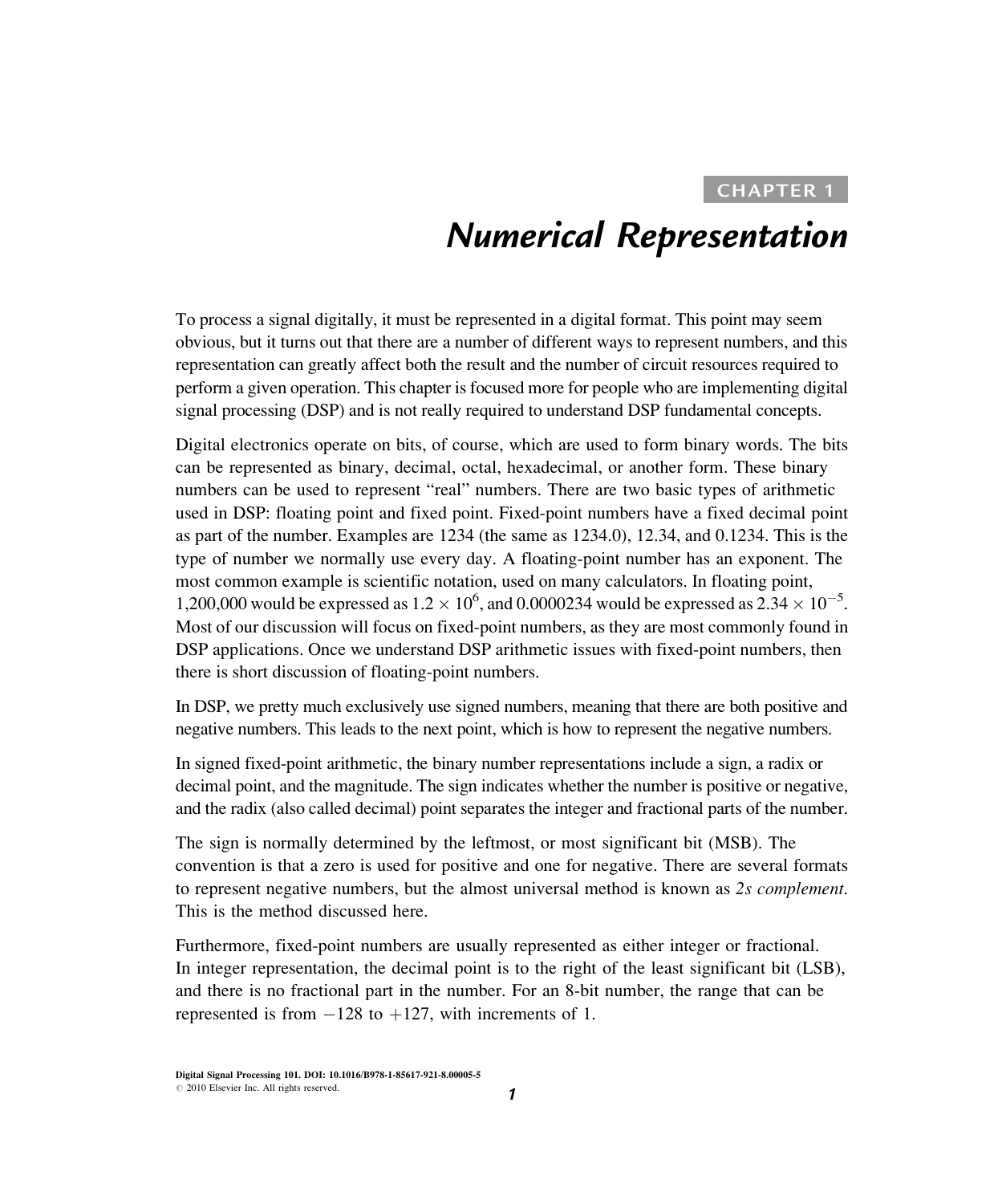CHAPTER 1

# Numerical Representation

To process a signal digitally, it must be represented in a digital format. This point may seem obvious, but it turns out that there are a number of different ways to represent numbers, and this representation can greatly affect both the result and the number of circuit resources required to perform a given operation. This chapter is focused more for people who are implementing digital signal processing (DSP) and is not really required to understand DSP fundamental concepts.

Digital electronics operate on bits, of course, which are used to form binary words. The bits can be represented as binary, decimal, octal, hexadecimal, or another form. These binary numbers can be used to represent "real" numbers. There are two basic types of arithmetic used in DSP: floating point and fixed point. Fixed-point numbers have a fixed decimal point as part of the number. Examples are 1234 (the same as 1234.0), 12.34, and 0.1234. This is the type of number we normally use every day. A floating-point number has an exponent. The most common example is scientific notation, used on many calculators. In floating point, 1,200,000 would be expressed as $1.2 \times 10^6$, and 0.0000234 would be expressed as $2.34 \times 10^{-5}$. Most of our discussion will focus on fixed-point numbers, as they are most commonly found in DSP applications. Once we understand DSP arithmetic issues with fixed-point numbers, then there is short discussion of floating-point numbers.

In DSP, we pretty much exclusively use signed numbers, meaning that there are both positive and negative numbers. This leads to the next point, which is how to represent the negative numbers.

In signed fixed-point arithmetic, the binary number representations include a sign, a radix or decimal point, and the magnitude. The sign indicates whether the number is positive or negative, and the radix (also called decimal) point separates the integer and fractional parts of the number.

The sign is normally determined by the leftmost, or most significant bit (MSB). The convention is that a zero is used for positive and one for negative. There are several formats to represent negative numbers, but the almost universal method is known as *2s complement*. This is the method discussed here.

Furthermore, fixed-point numbers are usually represented as either integer or fractional. In integer representation, the decimal point is to the right of the least significant bit (LSB), and there is no fractional part in the number. For an 8-bit number, the range that can be represented is from $-128$ to $+127$, with increments of 1.

Digital Signal Processing 101. DOI: 10.1016/B978-1-85617-921-8.00005-5
© 2010 Elsevier Inc. All rights reserved.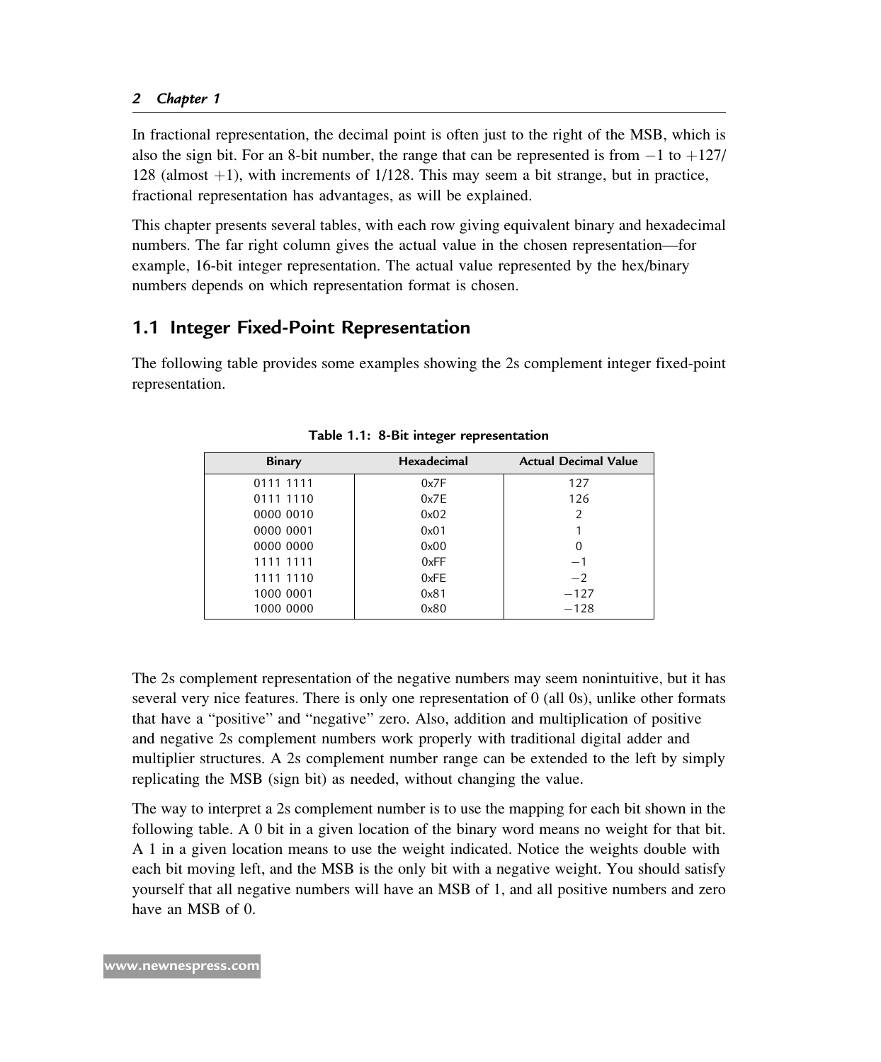In fractional representation, the decimal point is often just to the right of the MSB, which is also the sign bit. For an 8-bit number, the range that can be represented is from $-1$ to $+127/128$ (almost $+1$), with increments of 1/128. This may seem a bit strange, but in practice, fractional representation has advantages, as will be explained.

This chapter presents several tables, with each row giving equivalent binary and hexadecimal numbers. The far right column gives the actual value in the chosen representation—for example, 16-bit integer representation. The actual value represented by the hex/binary numbers depends on which representation format is chosen.

## 1.1 Integer Fixed-Point Representation

The following table provides some examples showing the 2s complement integer fixed-point representation.

**Table 1.1: 8-Bit integer representation**

| Binary | Hexadecimal | Actual Decimal Value |
|---|---|---|
| 0111 1111 | 0x7F | 127 |
| 0111 1110 | 0x7E | 126 |
| 0000 0010 | 0x02 | 2 |
| 0000 0001 | 0x01 | 1 |
| 0000 0000 | 0x00 | 0 |
| 1111 1111 | 0xFF | −1 |
| 1111 1110 | 0xFE | −2 |
| 1000 0001 | 0x81 | −127 |
| 1000 0000 | 0x80 | −128 |

The 2s complement representation of the negative numbers may seem nonintuitive, but it has several very nice features. There is only one representation of 0 (all 0s), unlike other formats that have a "positive" and "negative" zero. Also, addition and multiplication of positive and negative 2s complement numbers work properly with traditional digital adder and multiplier structures. A 2s complement number range can be extended to the left by simply replicating the MSB (sign bit) as needed, without changing the value.

The way to interpret a 2s complement number is to use the mapping for each bit shown in the following table. A 0 bit in a given location of the binary word means no weight for that bit. A 1 in a given location means to use the weight indicated. Notice the weights double with each bit moving left, and the MSB is the only bit with a negative weight. You should satisfy yourself that all negative numbers will have an MSB of 1, and all positive numbers and zero have an MSB of 0.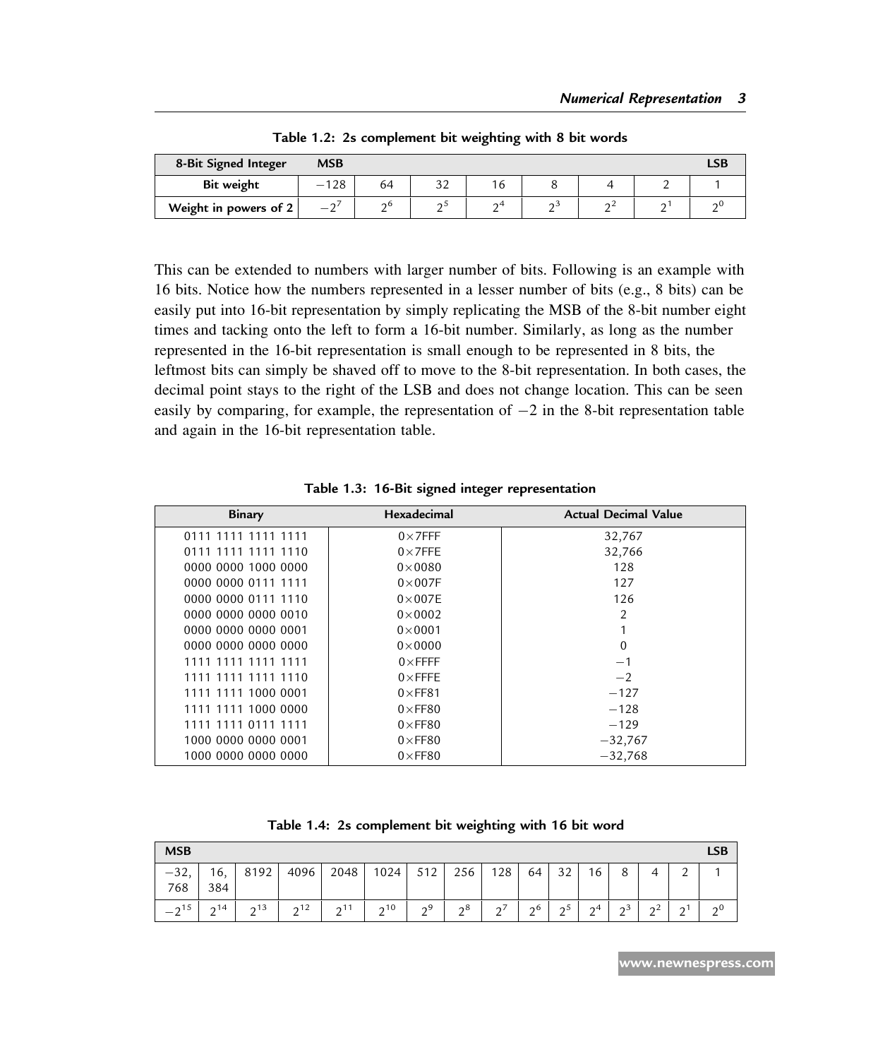Table 1.2: 2s complement bit weighting with 8 bit words

| 8-Bit Signed Integer | MSB | | | | | | LSB |
|---|---|---|---|---|---|---|---|
| Bit weight | −128 | 64 | 32 | 16 | 8 | 4 | 2 | 1 |
| Weight in powers of 2 | $-2^7$ | $2^6$ | $2^5$ | $2^4$ | $2^3$ | $2^2$ | $2^1$ | $2^0$ |

This can be extended to numbers with larger number of bits. Following is an example with 16 bits. Notice how the numbers represented in a lesser number of bits (e.g., 8 bits) can be easily put into 16-bit representation by simply replicating the MSB of the 8-bit number eight times and tacking onto the left to form a 16-bit number. Similarly, as long as the number represented in the 16-bit representation is small enough to be represented in 8 bits, the leftmost bits can simply be shaved off to move to the 8-bit representation. In both cases, the decimal point stays to the right of the LSB and does not change location. This can be seen easily by comparing, for example, the representation of −2 in the 8-bit representation table and again in the 16-bit representation table.

Table 1.3: 16-Bit signed integer representation

| Binary | Hexadecimal | Actual Decimal Value |
|---|---|---|
| 0111 1111 1111 1111 | 0×7FFF | 32,767 |
| 0111 1111 1111 1110 | 0×7FFE | 32,766 |
| 0000 0000 1000 0000 | 0×0080 | 128 |
| 0000 0000 0111 1111 | 0×007F | 127 |
| 0000 0000 0111 1110 | 0×007E | 126 |
| 0000 0000 0000 0010 | 0×0002 | 2 |
| 0000 0000 0000 0001 | 0×0001 | 1 |
| 0000 0000 0000 0000 | 0×0000 | 0 |
| 1111 1111 1111 1111 | 0×FFFF | −1 |
| 1111 1111 1111 1110 | 0×FFFE | −2 |
| 1111 1111 1000 0001 | 0×FF81 | −127 |
| 1111 1111 1000 0000 | 0×FF80 | −128 |
| 1111 1111 0111 1111 | 0×FF80 | −129 |
| 1000 0000 0000 0001 | 0×FF80 | −32,767 |
| 1000 0000 0000 0000 | 0×FF80 | −32,768 |

Table 1.4: 2s complement bit weighting with 16 bit word

| MSB | | | | | | | | | | | | | | | LSB |
|---|---|---|---|---|---|---|---|---|---|---|---|---|---|---|---|
| −32, 768 | 16, 384 | 8192 | 4096 | 2048 | 1024 | 512 | 256 | 128 | 64 | 32 | 16 | 8 | 4 | 2 | 1 |
| $-2^{15}$ | $2^{14}$ | $2^{13}$ | $2^{12}$ | $2^{11}$ | $2^{10}$ | $2^9$ | $2^8$ | $2^7$ | $2^6$ | $2^5$ | $2^4$ | $2^3$ | $2^2$ | $2^1$ | $2^0$ |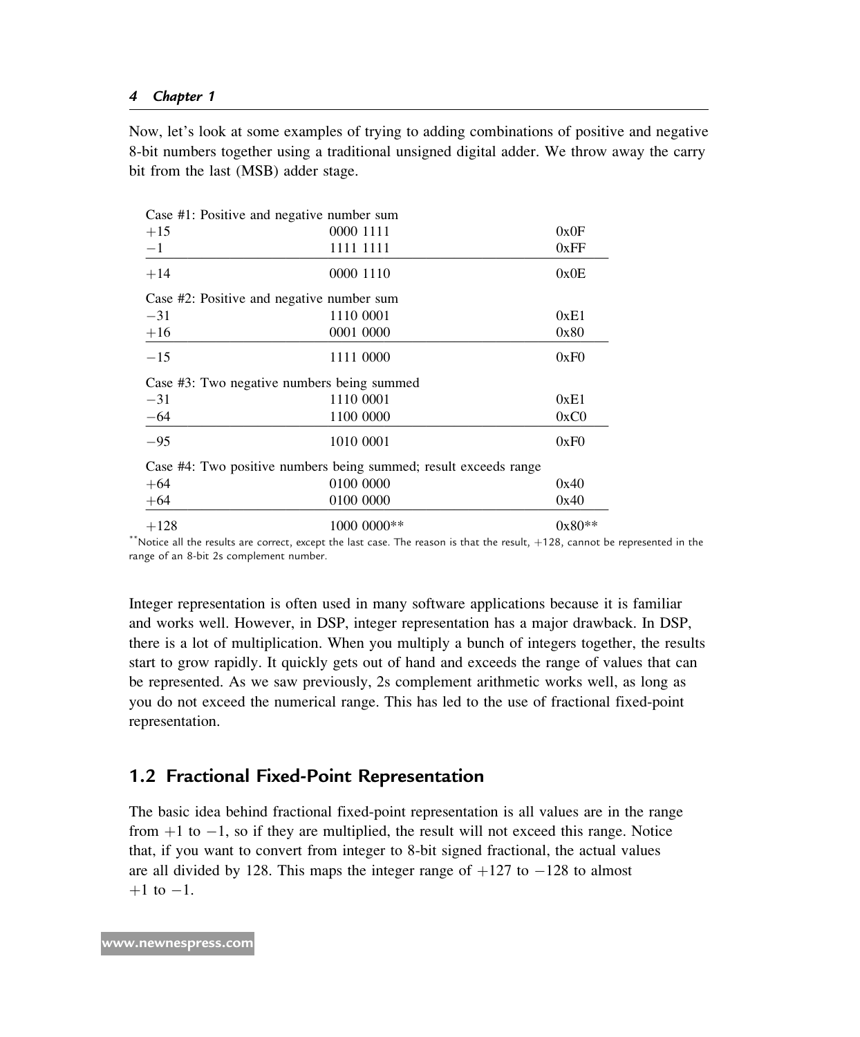Now, let's look at some examples of trying to adding combinations of positive and negative 8-bit numbers together using a traditional unsigned digital adder. We throw away the carry bit from the last (MSB) adder stage.

| Case #1: Positive and negative number sum | | |
|---|---|---|
| +15 | 0000 1111 | 0x0F |
| −1 | 1111 1111 | 0xFF |
| +14 | 0000 1110 | 0x0E |
| **Case #2: Positive and negative number sum** | | |
| −31 | 1110 0001 | 0xE1 |
| +16 | 0001 0000 | 0x80 |
| −15 | 1111 0000 | 0xF0 |
| **Case #3: Two negative numbers being summed** | | |
| −31 | 1110 0001 | 0xE1 |
| −64 | 1100 0000 | 0xC0 |
| −95 | 1010 0001 | 0xF0 |
| **Case #4: Two positive numbers being summed; result exceeds range** | | |
| +64 | 0100 0000 | 0x40 |
| +64 | 0100 0000 | 0x40 |
| +128 | 1000 0000** | 0x80** |

**Notice all the results are correct, except the last case. The reason is that the result, +128, cannot be represented in the range of an 8-bit 2s complement number.

Integer representation is often used in many software applications because it is familiar and works well. However, in DSP, integer representation has a major drawback. In DSP, there is a lot of multiplication. When you multiply a bunch of integers together, the results start to grow rapidly. It quickly gets out of hand and exceeds the range of values that can be represented. As we saw previously, 2s complement arithmetic works well, as long as you do not exceed the numerical range. This has led to the use of fractional fixed-point representation.

## 1.2 Fractional Fixed-Point Representation

The basic idea behind fractional fixed-point representation is all values are in the range from +1 to −1, so if they are multiplied, the result will not exceed this range. Notice that, if you want to convert from integer to 8-bit signed fractional, the actual values are all divided by 128. This maps the integer range of +127 to −128 to almost +1 to −1.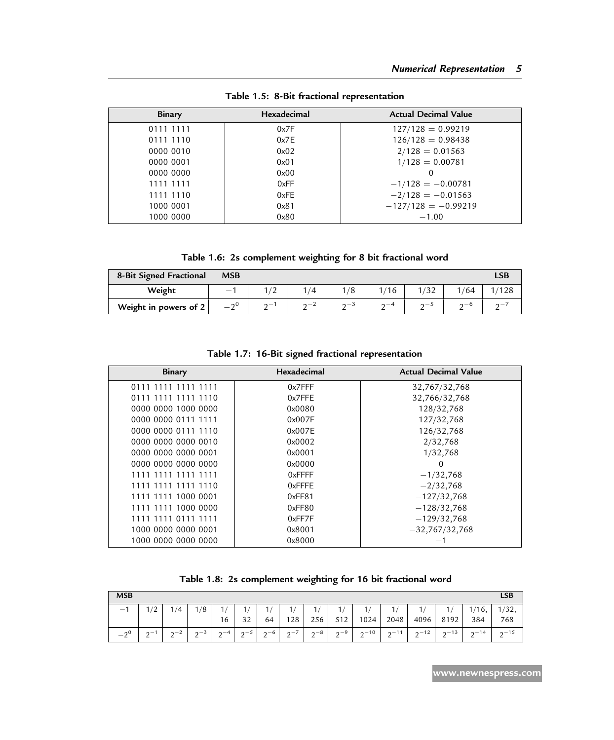Table 1.5: 8-Bit fractional representation

| Binary | Hexadecimal | Actual Decimal Value |
|---|---|---|
| 0111 1111 | 0x7F | $127/128 = 0.99219$ |
| 0111 1110 | 0x7E | $126/128 = 0.98438$ |
| 0000 0010 | 0x02 | $2/128 = 0.01563$ |
| 0000 0001 | 0x01 | $1/128 = 0.00781$ |
| 0000 0000 | 0x00 | 0 |
| 1111 1111 | 0xFF | $-1/128 = -0.00781$ |
| 1111 1110 | 0xFE | $-2/128 = -0.01563$ |
| 1000 0001 | 0x81 | $-127/128 = -0.99219$ |
| 1000 0000 | 0x80 | $-1.00$ |

Table 1.6: 2s complement weighting for 8 bit fractional word

| 8-Bit Signed Fractional | MSB | | | | | | | LSB |
|---|---|---|---|---|---|---|---|---|
| Weight | $-1$ | 1/2 | 1/4 | 1/8 | 1/16 | 1/32 | 1/64 | 1/128 |
| Weight in powers of 2 | $-2^{0}$ | $2^{-1}$ | $2^{-2}$ | $2^{-3}$ | $2^{-4}$ | $2^{-5}$ | $2^{-6}$ | $2^{-7}$ |

Table 1.7: 16-Bit signed fractional representation

| Binary | Hexadecimal | Actual Decimal Value |
|---|---|---|
| 0111 1111 1111 1111 | 0x7FFF | 32,767/32,768 |
| 0111 1111 1111 1110 | 0x7FFE | 32,766/32,768 |
| 0000 0000 1000 0000 | 0x0080 | 128/32,768 |
| 0000 0000 0111 1111 | 0x007F | 127/32,768 |
| 0000 0000 0111 1110 | 0x007E | 126/32,768 |
| 0000 0000 0000 0010 | 0x0002 | 2/32,768 |
| 0000 0000 0000 0001 | 0x0001 | 1/32,768 |
| 0000 0000 0000 0000 | 0x0000 | 0 |
| 1111 1111 1111 1111 | 0xFFFF | $-1/32,768$ |
| 1111 1111 1111 1110 | 0xFFFE | $-2/32,768$ |
| 1111 1111 1000 0001 | 0xFF81 | $-127/32,768$ |
| 1111 1111 1000 0000 | 0xFF80 | $-128/32,768$ |
| 1111 1111 0111 1111 | 0xFF7F | $-129/32,768$ |
| 1000 0000 0000 0001 | 0x8001 | $-32,767/32,768$ |
| 1000 0000 0000 0000 | 0x8000 | $-1$ |

Table 1.8: 2s complement weighting for 16 bit fractional word

| MSB | | | | | | | | | | | | | | | LSB |
|---|---|---|---|---|---|---|---|---|---|---|---|---|---|---|---|
| $-1$ | 1/2 | 1/4 | 1/8 | 1/16 | 1/32 | 1/64 | 1/128 | 1/256 | 1/512 | 1/1024 | 1/2048 | 1/4096 | 1/8192 | 1/16,384 | 1/32,768 |
| $-2^{0}$ | $2^{-1}$ | $2^{-2}$ | $2^{-3}$ | $2^{-4}$ | $2^{-5}$ | $2^{-6}$ | $2^{-7}$ | $2^{-8}$ | $2^{-9}$ | $2^{-10}$ | $2^{-11}$ | $2^{-12}$ | $2^{-13}$ | $2^{-14}$ | $2^{-15}$ |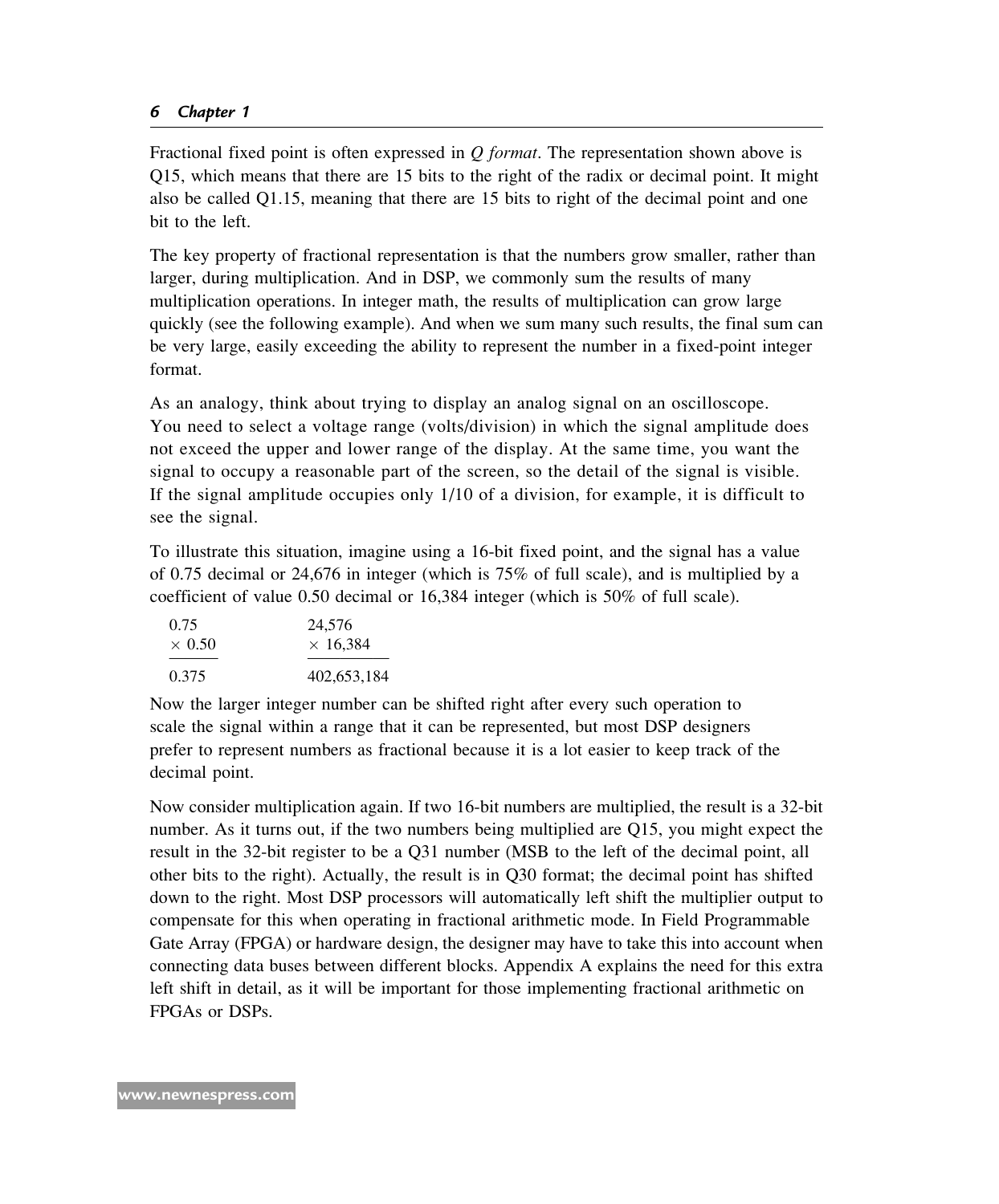Fractional fixed point is often expressed in *Q format*. The representation shown above is Q15, which means that there are 15 bits to the right of the radix or decimal point. It might also be called Q1.15, meaning that there are 15 bits to right of the decimal point and one bit to the left.

The key property of fractional representation is that the numbers grow smaller, rather than larger, during multiplication. And in DSP, we commonly sum the results of many multiplication operations. In integer math, the results of multiplication can grow large quickly (see the following example). And when we sum many such results, the final sum can be very large, easily exceeding the ability to represent the number in a fixed-point integer format.

As an analogy, think about trying to display an analog signal on an oscilloscope. You need to select a voltage range (volts/division) in which the signal amplitude does not exceed the upper and lower range of the display. At the same time, you want the signal to occupy a reasonable part of the screen, so the detail of the signal is visible. If the signal amplitude occupies only 1/10 of a division, for example, it is difficult to see the signal.

To illustrate this situation, imagine using a 16-bit fixed point, and the signal has a value of 0.75 decimal or 24,676 in integer (which is 75% of full scale), and is multiplied by a coefficient of value 0.50 decimal or 16,384 integer (which is 50% of full scale).

$$
\begin{array}{r}
0.75 \\
\times\ 0.50 \\
\hline
0.375
\end{array}
\qquad\qquad
\begin{array}{r}
24{,}576 \\
\times\ 16{,}384 \\
\hline
402{,}653{,}184
\end{array}
$$

Now the larger integer number can be shifted right after every such operation to scale the signal within a range that it can be represented, but most DSP designers prefer to represent numbers as fractional because it is a lot easier to keep track of the decimal point.

Now consider multiplication again. If two 16-bit numbers are multiplied, the result is a 32-bit number. As it turns out, if the two numbers being multiplied are Q15, you might expect the result in the 32-bit register to be a Q31 number (MSB to the left of the decimal point, all other bits to the right). Actually, the result is in Q30 format; the decimal point has shifted down to the right. Most DSP processors will automatically left shift the multiplier output to compensate for this when operating in fractional arithmetic mode. In Field Programmable Gate Array (FPGA) or hardware design, the designer may have to take this into account when connecting data buses between different blocks. Appendix A explains the need for this extra left shift in detail, as it will be important for those implementing fractional arithmetic on FPGAs or DSPs.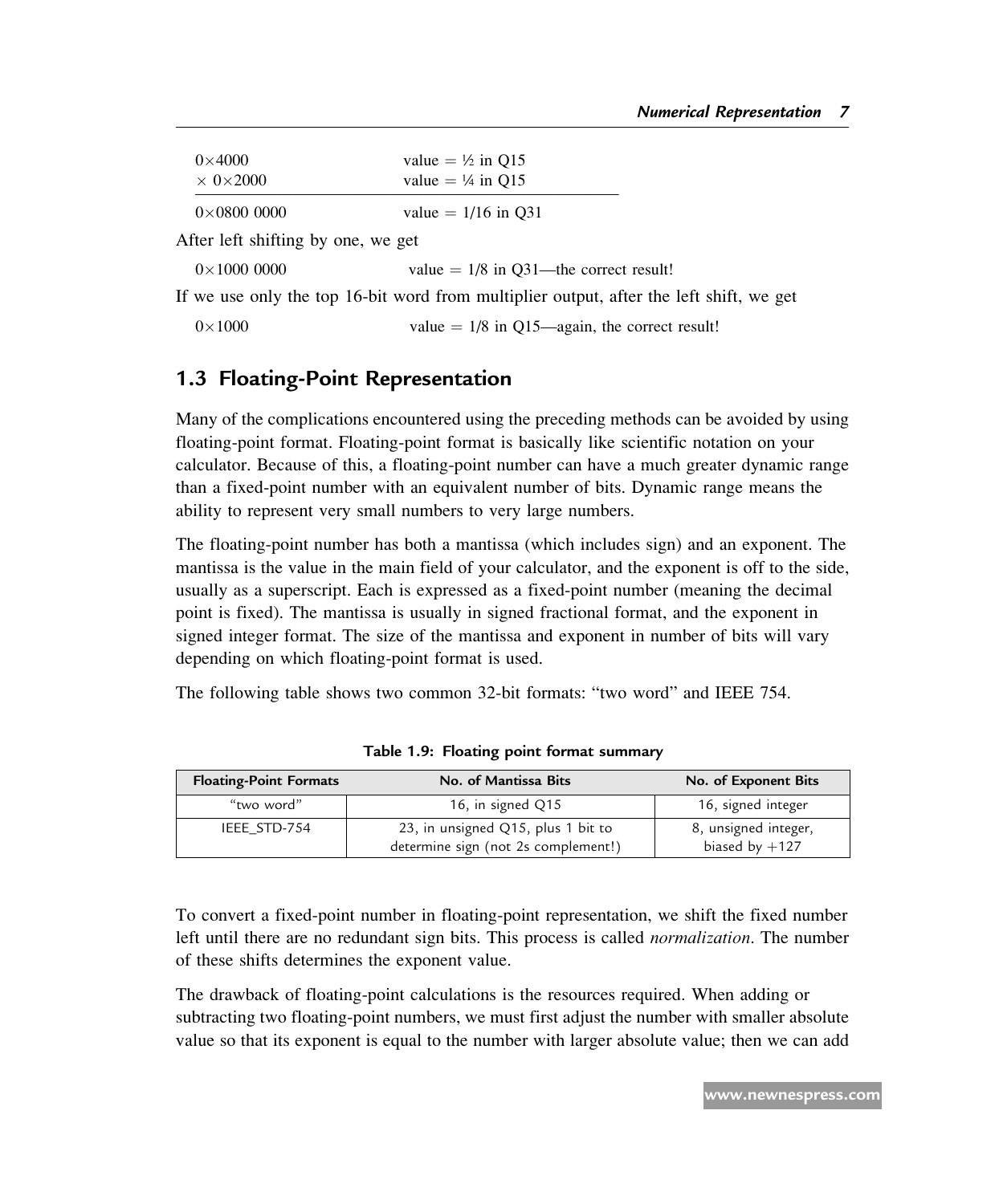```
  0×4000          value = ½ in Q15
× 0×2000          value = ¼ in Q15
---------------------------------
  0×0800 0000     value = 1/16 in Q31
```

After left shifting by one, we get

```
  0×1000 0000     value = 1/8 in Q31—the correct result!
```

If we use only the top 16-bit word from multiplier output, after the left shift, we get

```
  0×1000          value = 1/8 in Q15—again, the correct result!
```

## 1.3 Floating-Point Representation

Many of the complications encountered using the preceding methods can be avoided by using floating-point format. Floating-point format is basically like scientific notation on your calculator. Because of this, a floating-point number can have a much greater dynamic range than a fixed-point number with an equivalent number of bits. Dynamic range means the ability to represent very small numbers to very large numbers.

The floating-point number has both a mantissa (which includes sign) and an exponent. The mantissa is the value in the main field of your calculator, and the exponent is off to the side, usually as a superscript. Each is expressed as a fixed-point number (meaning the decimal point is fixed). The mantissa is usually in signed fractional format, and the exponent in signed integer format. The size of the mantissa and exponent in number of bits will vary depending on which floating-point format is used.

The following table shows two common 32-bit formats: "two word" and IEEE 754.

**Table 1.9: Floating point format summary**

| Floating-Point Formats | No. of Mantissa Bits | No. of Exponent Bits |
|---|---|---|
| "two word" | 16, in signed Q15 | 16, signed integer |
| IEEE_STD-754 | 23, in unsigned Q15, plus 1 bit to determine sign (not 2s complement!) | 8, unsigned integer, biased by +127 |

To convert a fixed-point number in floating-point representation, we shift the fixed number left until there are no redundant sign bits. This process is called *normalization*. The number of these shifts determines the exponent value.

The drawback of floating-point calculations is the resources required. When adding or subtracting two floating-point numbers, we must first adjust the number with smaller absolute value so that its exponent is equal to the number with larger absolute value; then we can add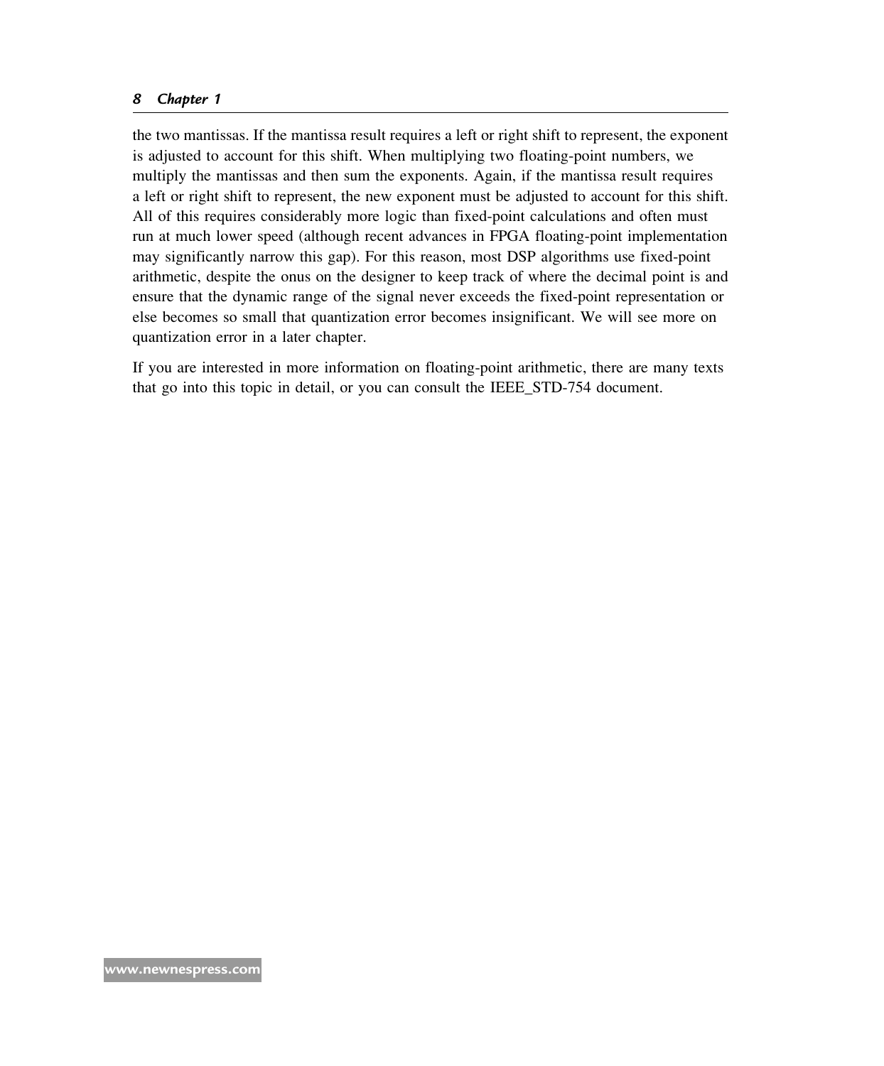the two mantissas. If the mantissa result requires a left or right shift to represent, the exponent is adjusted to account for this shift. When multiplying two floating-point numbers, we multiply the mantissas and then sum the exponents. Again, if the mantissa result requires a left or right shift to represent, the new exponent must be adjusted to account for this shift. All of this requires considerably more logic than fixed-point calculations and often must run at much lower speed (although recent advances in FPGA floating-point implementation may significantly narrow this gap). For this reason, most DSP algorithms use fixed-point arithmetic, despite the onus on the designer to keep track of where the decimal point is and ensure that the dynamic range of the signal never exceeds the fixed-point representation or else becomes so small that quantization error becomes insignificant. We will see more on quantization error in a later chapter.

If you are interested in more information on floating-point arithmetic, there are many texts that go into this topic in detail, or you can consult the IEEE_STD-754 document.